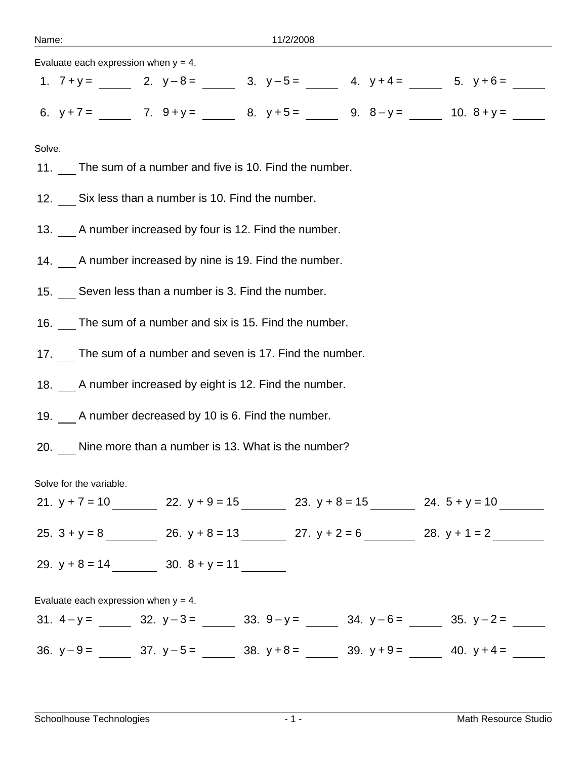Name: 11/2/2008

Evaluate each expression when $y = 4$.

1. $7 + y =$ \_\_\_\_\_ 2. $y - 8 =$ \_\_\_\_\_ 3. $y - 5 =$ \_\_\_\_\_ 4. $y + 4 =$ \_\_\_\_\_ 5. $y + 6 =$ \_\_\_\_\_

6. $y + 7 =$ \_\_\_\_\_ 7. $9 + y =$ \_\_\_\_\_ 8. $y + 5 =$ \_\_\_\_\_ 9. $8 - y =$ \_\_\_\_\_ 10. $8 + y =$ \_\_\_\_\_

Solve.

11. \_\_\_ The sum of a number and five is 10. Find the number.

12. \_\_\_ Six less than a number is 10. Find the number.

13. \_\_\_ A number increased by four is 12. Find the number.

14. \_\_\_ A number increased by nine is 19. Find the number.

15. \_\_\_ Seven less than a number is 3. Find the number.

16. \_\_\_ The sum of a number and six is 15. Find the number.

17. \_\_\_ The sum of a number and seven is 17. Find the number.

18. \_\_\_ A number increased by eight is 12. Find the number.

19. \_\_\_ A number decreased by 10 is 6. Find the number.

20. \_\_\_ Nine more than a number is 13. What is the number?

Solve for the variable.

21. $y + 7 = 10$ \_\_\_\_\_\_\_ 22. $y + 9 = 15$ \_\_\_\_\_\_\_ 23. $y + 8 = 15$ \_\_\_\_\_\_\_ 24. $5 + y = 10$ \_\_\_\_\_\_\_

25. $3 + y = 8$ \_\_\_\_\_\_\_ 26. $y + 8 = 13$ \_\_\_\_\_\_\_ 27. $y + 2 = 6$ \_\_\_\_\_\_\_ 28. $y + 1 = 2$ \_\_\_\_\_\_\_

29. $y + 8 = 14$ \_\_\_\_\_\_\_ 30. $8 + y = 11$ \_\_\_\_\_\_\_

Evaluate each expression when $y = 4$.

31. $4 - y =$ \_\_\_\_\_ 32. $y - 3 =$ \_\_\_\_\_ 33. $9 - y =$ \_\_\_\_\_ 34. $y - 6 =$ \_\_\_\_\_ 35. $y - 2 =$ \_\_\_\_\_

36. $y - 9 =$ \_\_\_\_\_ 37. $y - 5 =$ \_\_\_\_\_ 38. $y + 8 =$ \_\_\_\_\_ 39. $y + 9 =$ \_\_\_\_\_ 40. $y + 4 =$ \_\_\_\_\_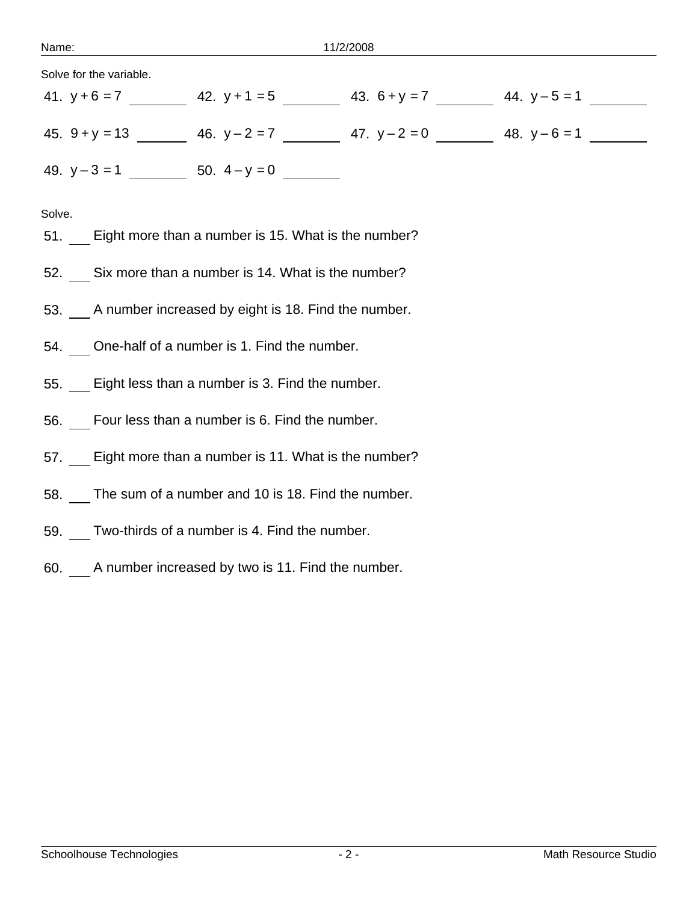Name: 11/2/2008

Solve for the variable.

41. $y + 6 = 7$ ________ 42. $y + 1 = 5$ ________ 43. $6 + y = 7$ ________ 44. $y - 5 = 1$ ________

45. $9 + y = 13$ ________ 46. $y - 2 = 7$ ________ 47. $y - 2 = 0$ ________ 48. $y - 6 = 1$ ________

49. $y - 3 = 1$ ________ 50. $4 - y = 0$ ________

Solve.

51. ___ Eight more than a number is 15. What is the number?

52. ___ Six more than a number is 14. What is the number?

53. ___ A number increased by eight is 18. Find the number.

54. ___ One-half of a number is 1. Find the number.

55. ___ Eight less than a number is 3. Find the number.

56. ___ Four less than a number is 6. Find the number.

57. ___ Eight more than a number is 11. What is the number?

58. ___ The sum of a number and 10 is 18. Find the number.

59. ___ Two-thirds of a number is 4. Find the number.

60. ___ A number increased by two is 11. Find the number.